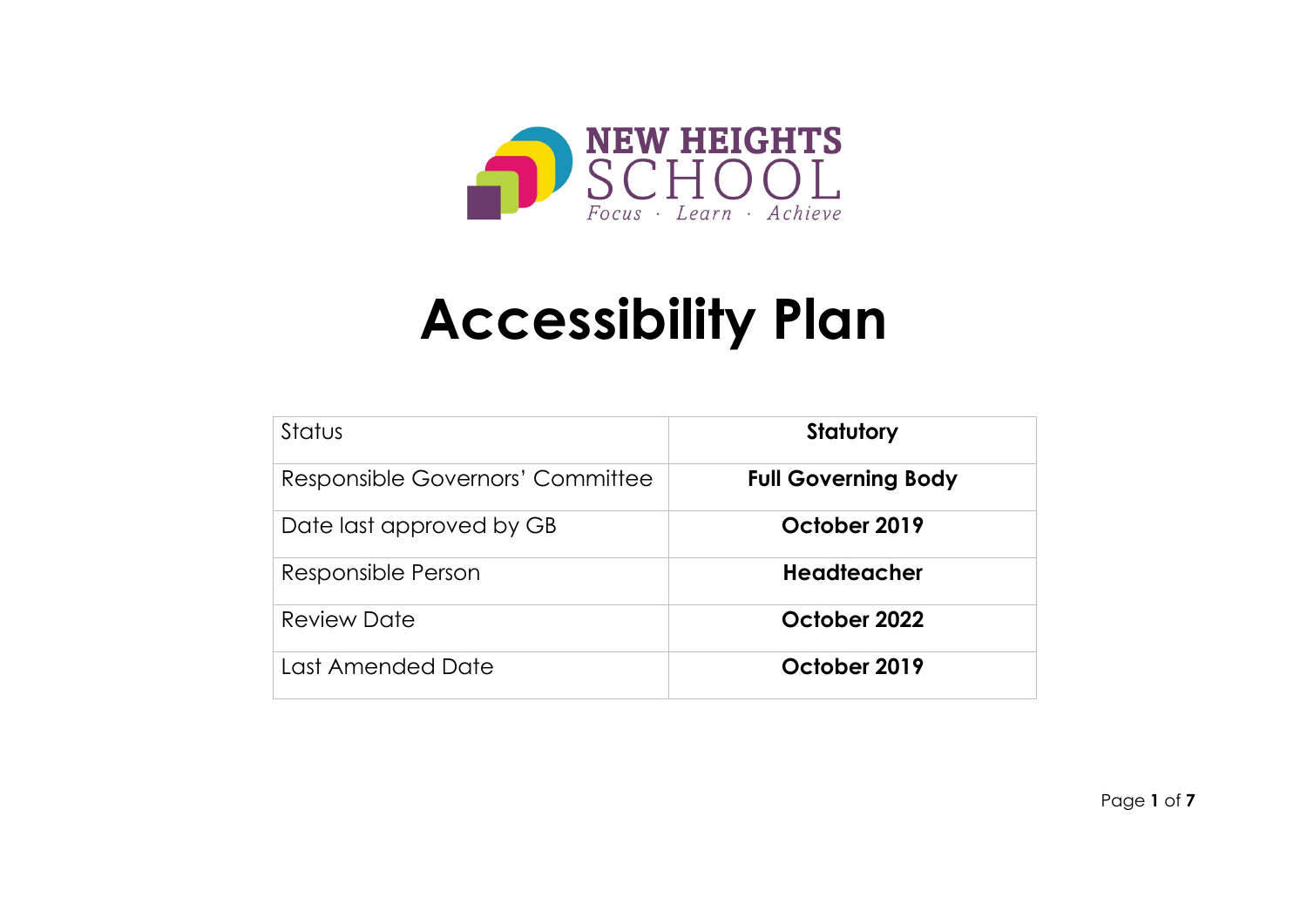NEW HEIGHTS SCHOOL

*Focus · Learn · Achieve*

# Accessibility Plan

| Status | **Statutory** |
|---|---|
| Responsible Governors' Committee | **Full Governing Body** |
| Date last approved by GB | **October 2019** |
| Responsible Person | **Headteacher** |
| Review Date | **October 2022** |
| Last Amended Date | **October 2019** |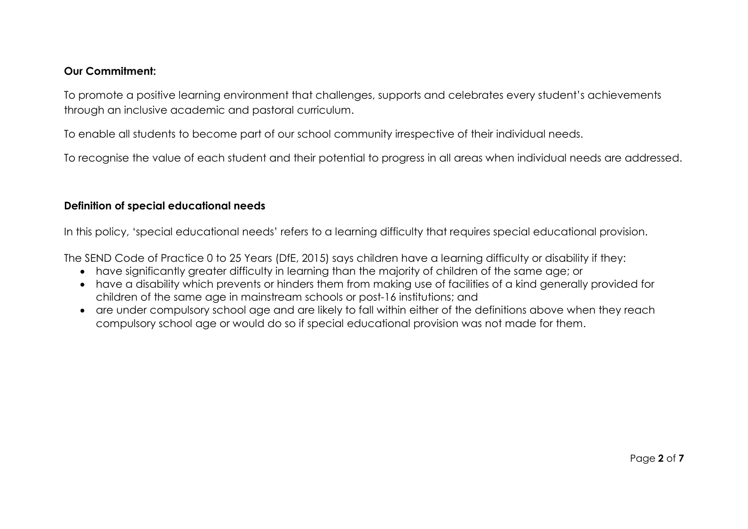**Our Commitment:**

To promote a positive learning environment that challenges, supports and celebrates every student's achievements through an inclusive academic and pastoral curriculum.

To enable all students to become part of our school community irrespective of their individual needs.

To recognise the value of each student and their potential to progress in all areas when individual needs are addressed.

**Definition of special educational needs**

In this policy, 'special educational needs' refers to a learning difficulty that requires special educational provision.

The SEND Code of Practice 0 to 25 Years (DfE, 2015) says children have a learning difficulty or disability if they:

- have significantly greater difficulty in learning than the majority of children of the same age; or
- have a disability which prevents or hinders them from making use of facilities of a kind generally provided for children of the same age in mainstream schools or post-16 institutions; and
- are under compulsory school age and are likely to fall within either of the definitions above when they reach compulsory school age or would do so if special educational provision was not made for them.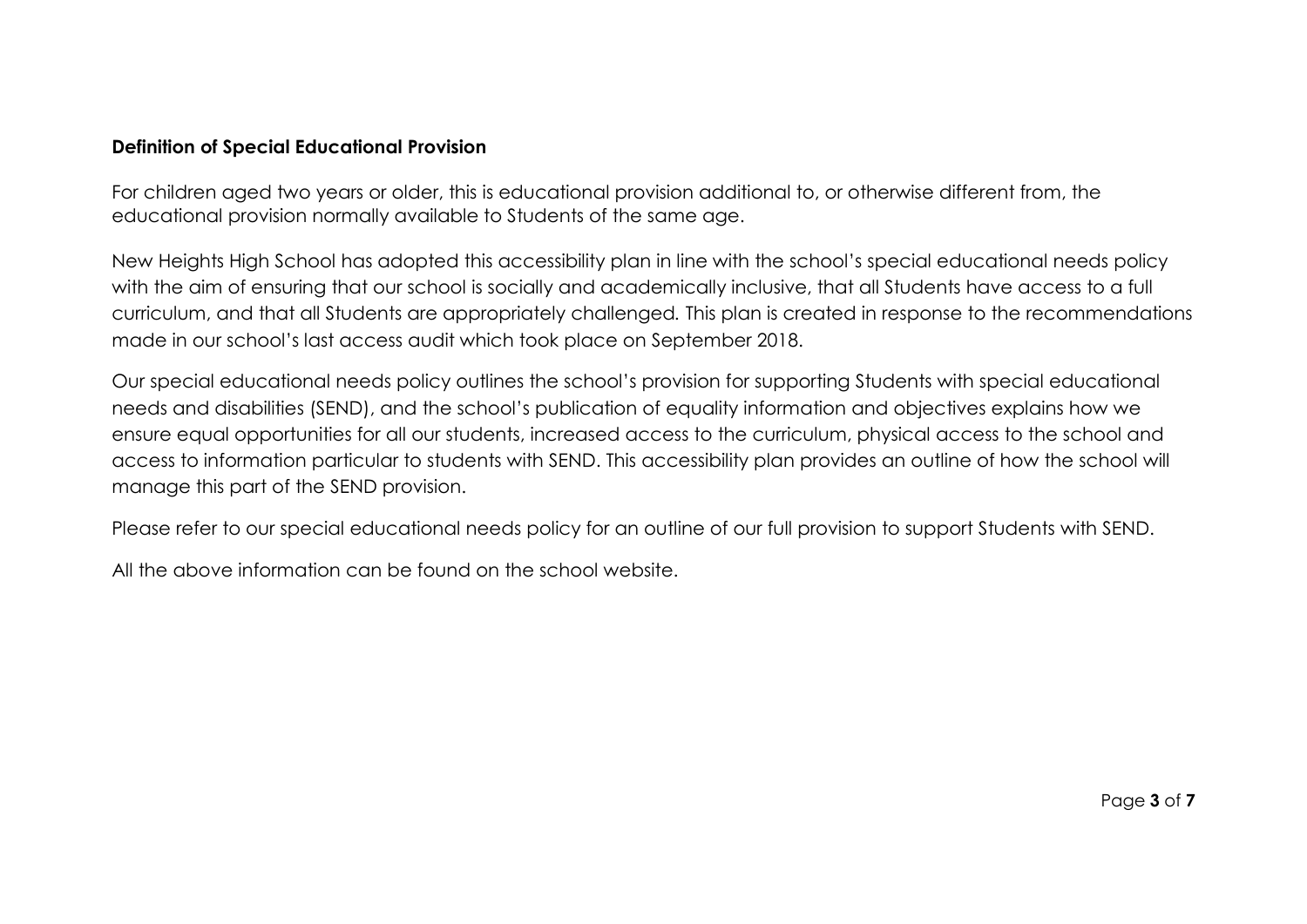**Definition of Special Educational Provision**

For children aged two years or older, this is educational provision additional to, or otherwise different from, the educational provision normally available to Students of the same age.

New Heights High School has adopted this accessibility plan in line with the school's special educational needs policy with the aim of ensuring that our school is socially and academically inclusive, that all Students have access to a full curriculum, and that all Students are appropriately challenged. This plan is created in response to the recommendations made in our school's last access audit which took place on September 2018.

Our special educational needs policy outlines the school's provision for supporting Students with special educational needs and disabilities (SEND), and the school's publication of equality information and objectives explains how we ensure equal opportunities for all our students, increased access to the curriculum, physical access to the school and access to information particular to students with SEND. This accessibility plan provides an outline of how the school will manage this part of the SEND provision.

Please refer to our special educational needs policy for an outline of our full provision to support Students with SEND.

All the above information can be found on the school website.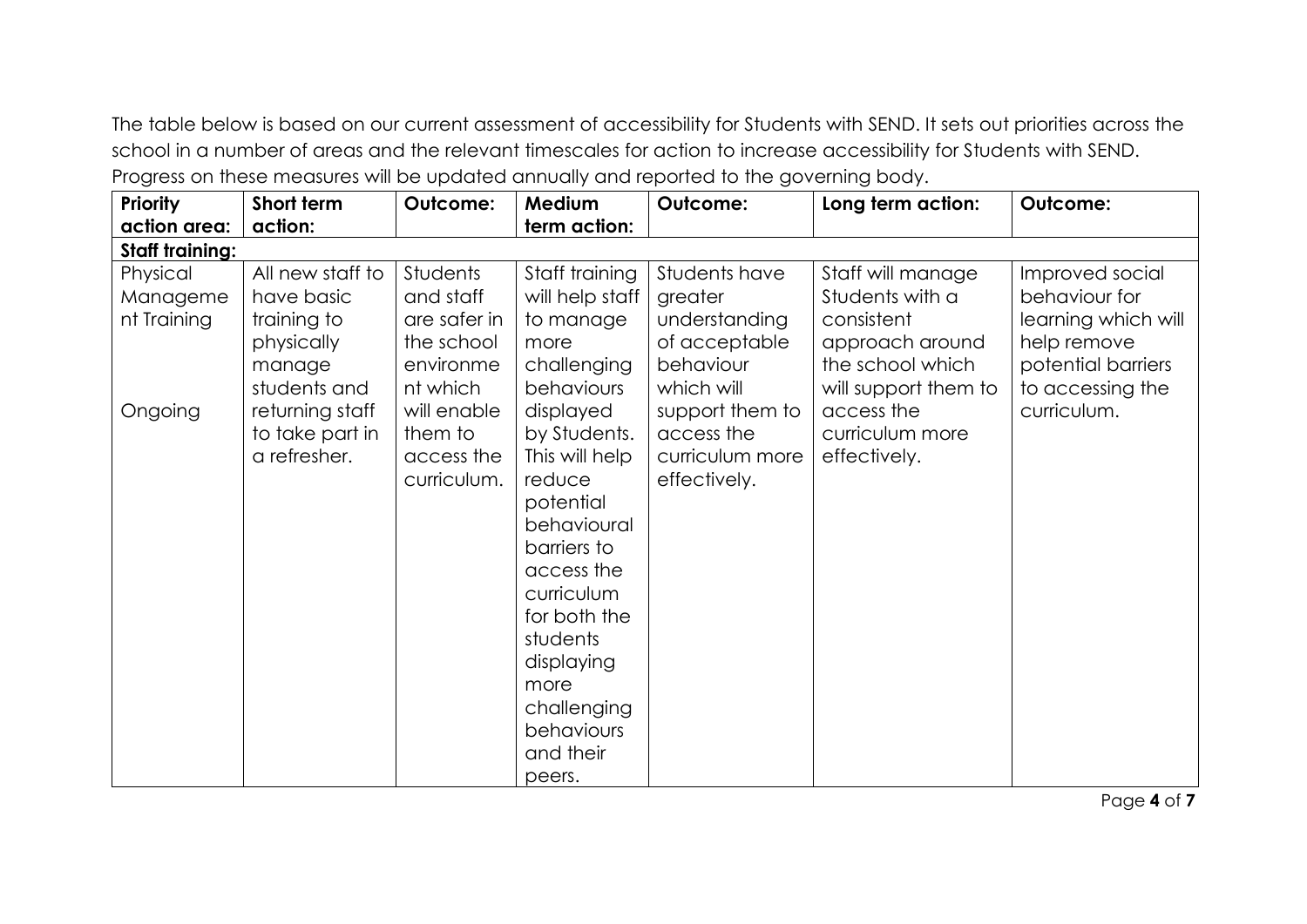The table below is based on our current assessment of accessibility for Students with SEND. It sets out priorities across the school in a number of areas and the relevant timescales for action to increase accessibility for Students with SEND. Progress on these measures will be updated annually and reported to the governing body.

| Priority action area: | Short term action: | Outcome: | Medium term action: | Outcome: | Long term action: | Outcome: |
|---|---|---|---|---|---|---|
| **Staff training:** | | | | | | |
| Physical Management Training<br><br>Ongoing | All new staff to have basic training to physically manage students and returning staff to take part in a refresher. | Students and staff are safer in the school environment which will enable them to access the curriculum. | Staff training will help staff to manage more challenging behaviours displayed by Students. This will help reduce potential behavioural barriers to access the curriculum for both the students displaying more challenging behaviours and their peers. | Students have greater understanding of acceptable behaviour which will support them to access the curriculum more effectively. | Staff will manage Students with a consistent approach around the school which will support them to access the curriculum more effectively. | Improved social behaviour for learning which will help remove potential barriers to accessing the curriculum. |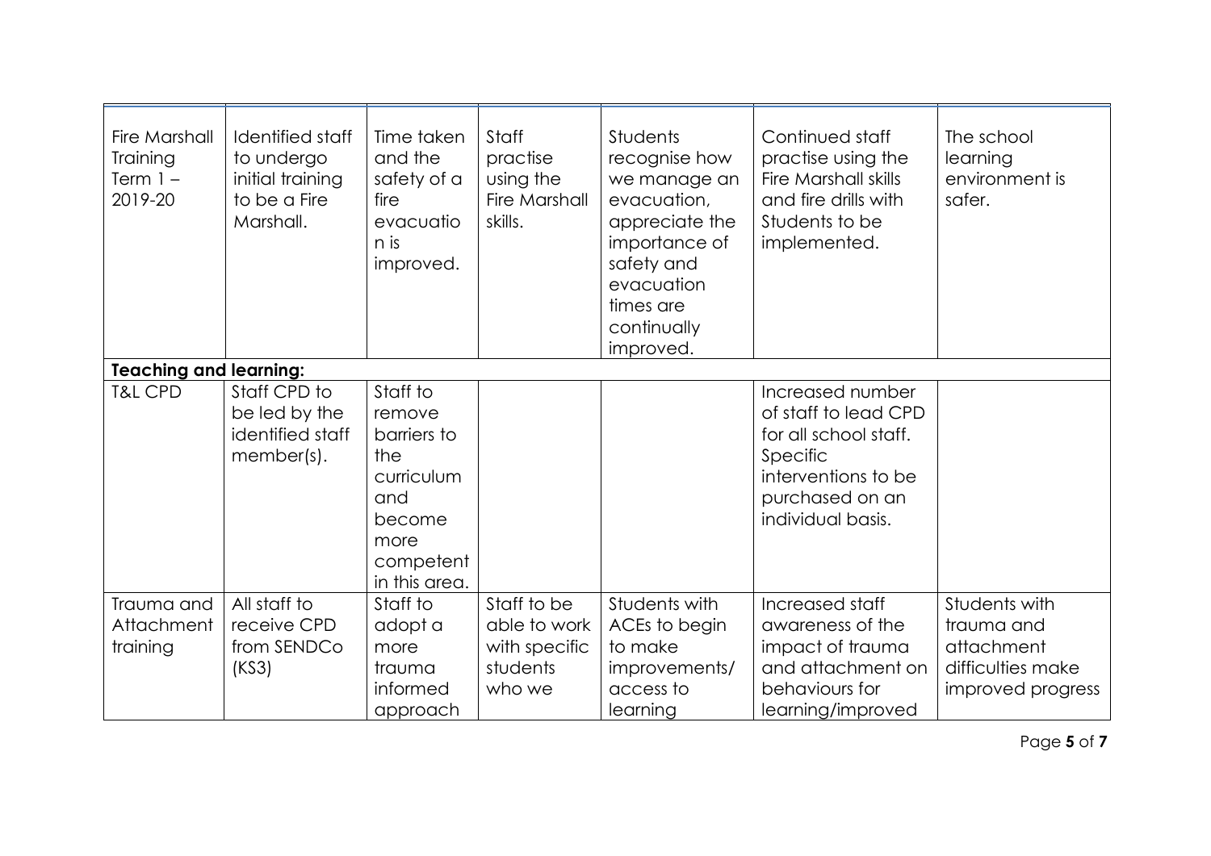| | | | | | | |
|---|---|---|---|---|---|---|
| Fire Marshall Training Term 1 – 2019-20 | Identified staff to undergo initial training to be a Fire Marshall. | Time taken and the safety of a fire evacuation is improved. | Staff practise using the Fire Marshall skills. | Students recognise how we manage an evacuation, appreciate the importance of safety and evacuation times are continually improved. | Continued staff practise using the Fire Marshall skills and fire drills with Students to be implemented. | The school learning environment is safer. |
| **Teaching and learning:** | | | | | | |
| T&L CPD | Staff CPD to be led by the identified staff member(s). | Staff to remove barriers to the curriculum and become more competent in this area. | | | Increased number of staff to lead CPD for all school staff. Specific interventions to be purchased on an individual basis. | |
| Trauma and Attachment training | All staff to receive CPD from SENDCo (KS3) | Staff to adopt a more trauma informed approach | Staff to be able to work with specific students who we | Students with ACEs to begin to make improvements/ access to learning | Increased staff awareness of the impact of trauma and attachment on behaviours for learning/improved | Students with trauma and attachment difficulties make improved progress |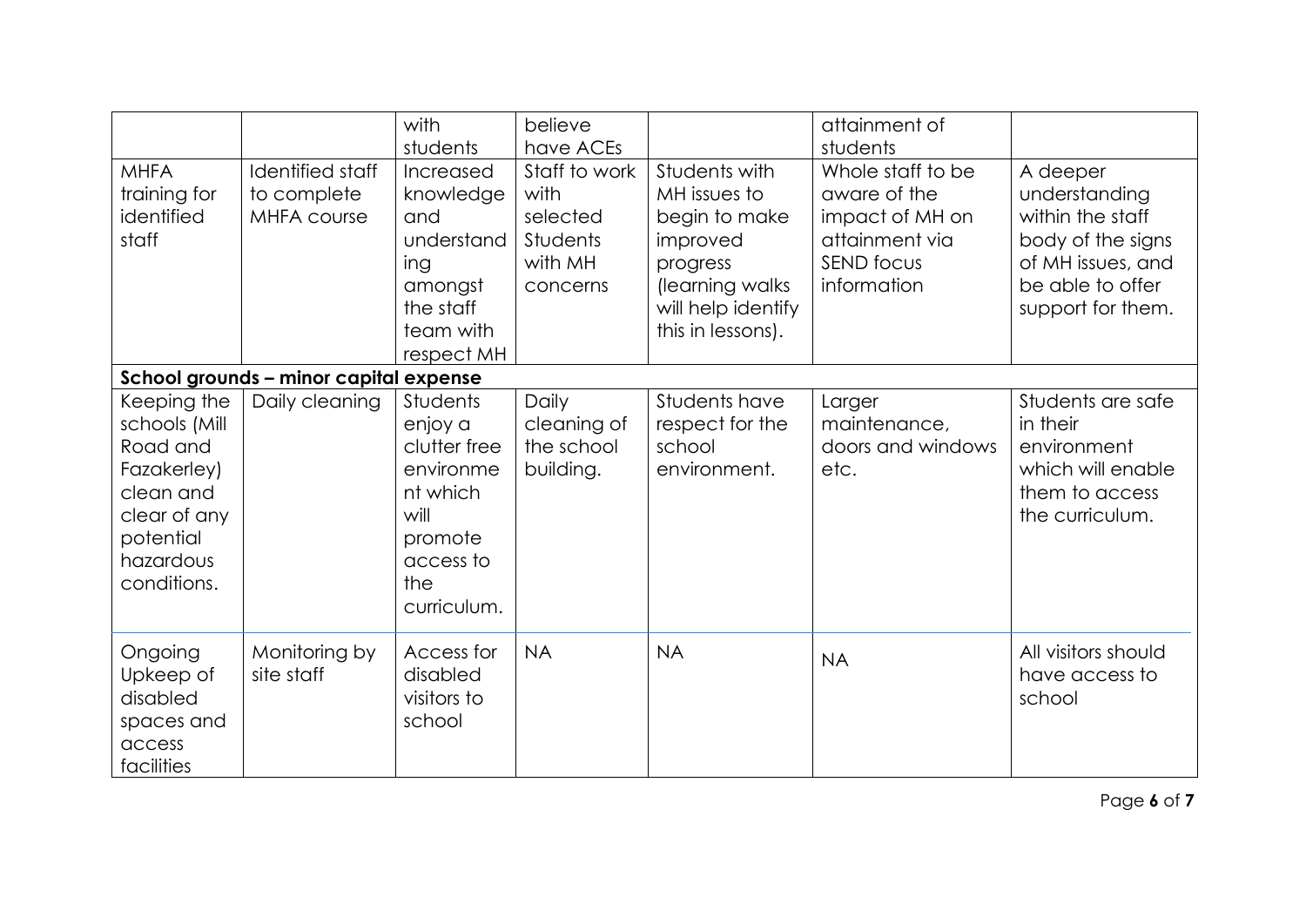| | | with students | believe have ACEs | | attainment of students | |
|---|---|---|---|---|---|---|
| MHFA training for identified staff | Identified staff to complete MHFA course | Increased knowledge and understanding amongst the staff team with respect MH | Staff to work with selected Students with MH concerns | Students with MH issues to begin to make improved progress (learning walks will help identify this in lessons). | Whole staff to be aware of the impact of MH on attainment via SEND focus information | A deeper understanding within the staff body of the signs of MH issues, and be able to offer support for them. |
| **School grounds – minor capital expense** | | | | | | |
| Keeping the schools (Mill Road and Fazakerley) clean and clear of any potential hazardous conditions. | Daily cleaning | Students enjoy a clutter free environment which will promote access to the curriculum. | Daily cleaning of the school building. | Students have respect for the school environment. | Larger maintenance, doors and windows etc. | Students are safe in their environment which will enable them to access the curriculum. |
| Ongoing Upkeep of disabled spaces and access facilities | Monitoring by site staff | Access for disabled visitors to school | NA | NA | NA | All visitors should have access to school |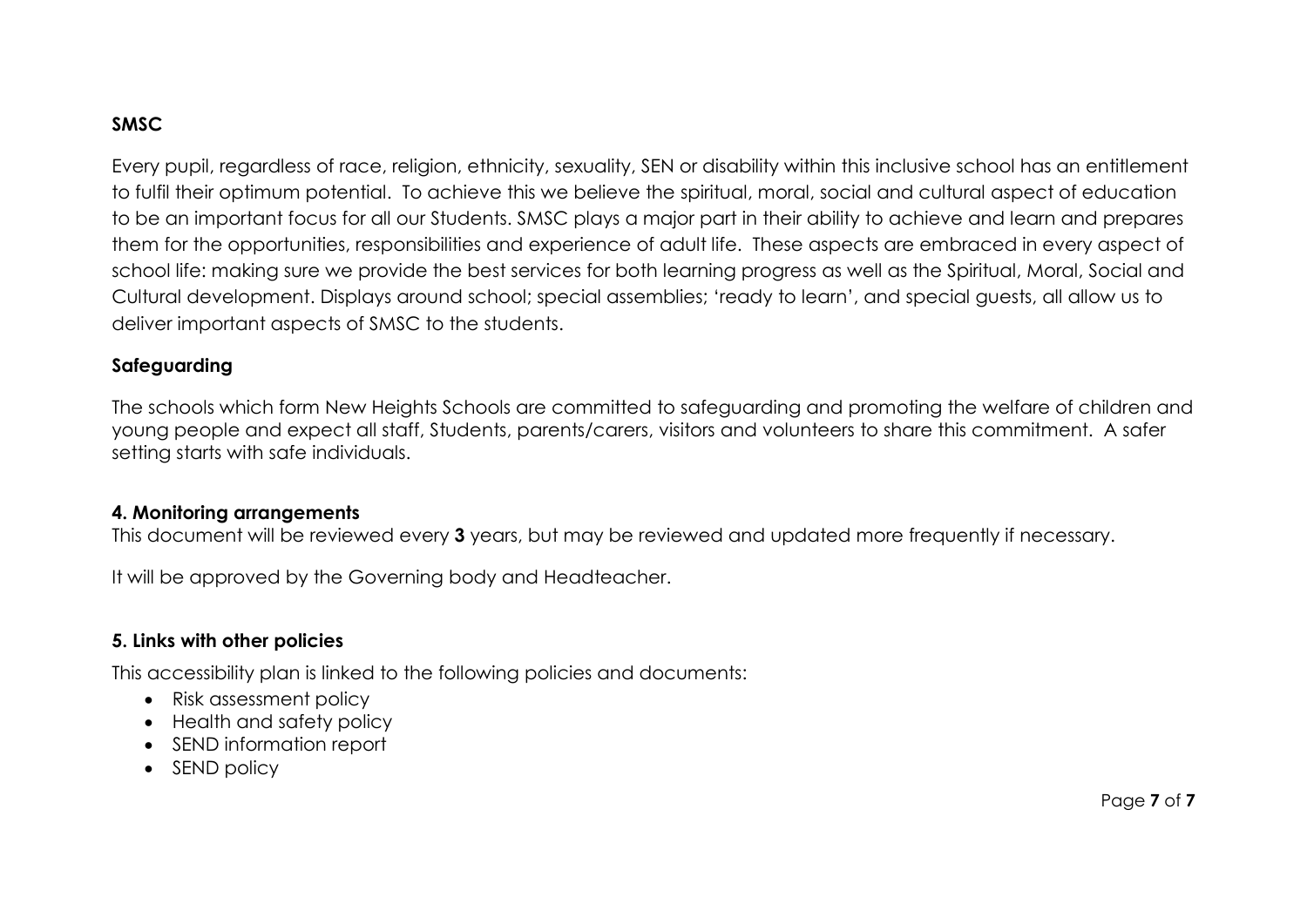**SMSC**

Every pupil, regardless of race, religion, ethnicity, sexuality, SEN or disability within this inclusive school has an entitlement to fulfil their optimum potential. To achieve this we believe the spiritual, moral, social and cultural aspect of education to be an important focus for all our Students. SMSC plays a major part in their ability to achieve and learn and prepares them for the opportunities, responsibilities and experience of adult life. These aspects are embraced in every aspect of school life: making sure we provide the best services for both learning progress as well as the Spiritual, Moral, Social and Cultural development. Displays around school; special assemblies; 'ready to learn', and special guests, all allow us to deliver important aspects of SMSC to the students.

**Safeguarding**

The schools which form New Heights Schools are committed to safeguarding and promoting the welfare of children and young people and expect all staff, Students, parents/carers, visitors and volunteers to share this commitment. A safer setting starts with safe individuals.

**4. Monitoring arrangements**

This document will be reviewed every **3** years, but may be reviewed and updated more frequently if necessary.

It will be approved by the Governing body and Headteacher.

**5. Links with other policies**

This accessibility plan is linked to the following policies and documents:

- Risk assessment policy
- Health and safety policy
- SEND information report
- SEND policy